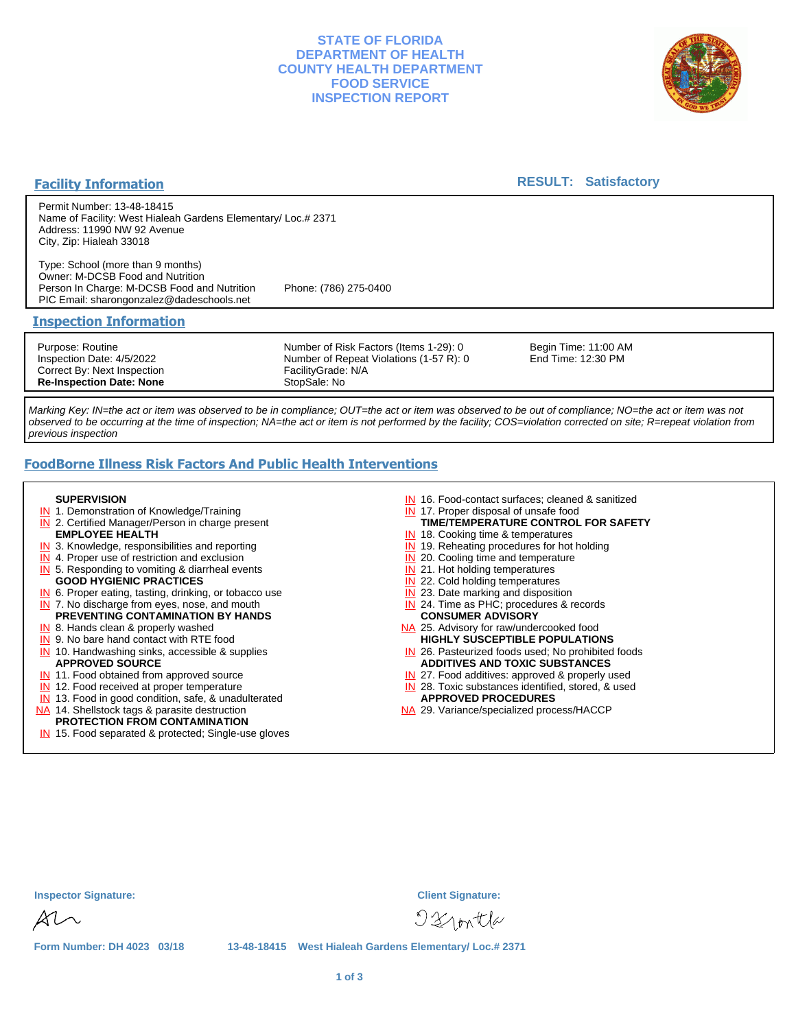# STATE OF FLORIDA
# DEPARTMENT OF HEALTH
# COUNTY HEALTH DEPARTMENT
# FOOD SERVICE
# INSPECTION REPORT

## Facility Information

**RESULT: Satisfactory**

Permit Number: 13-48-18415
Name of Facility: West Hialeah Gardens Elementary/ Loc.# 2371
Address: 11990 NW 92 Avenue
City, Zip: Hialeah 33018

Type: School (more than 9 months)
Owner: M-DCSB Food and Nutrition
Person In Charge: M-DCSB Food and Nutrition Phone: (786) 275-0400
PIC Email: sharongonzalez@dadeschools.net

## Inspection Information

Purpose: Routine
Inspection Date: 4/5/2022
Correct By: Next Inspection
**Re-Inspection Date: None**

Number of Risk Factors (Items 1-29): 0
Number of Repeat Violations (1-57 R): 0
FacilityGrade: N/A
StopSale: No

Begin Time: 11:00 AM
End Time: 12:30 PM

*Marking Key: IN=the act or item was observed to be in compliance; OUT=the act or item was observed to be out of compliance; NO=the act or item was not observed to be occurring at the time of inspection; NA=the act or item is not performed by the facility; COS=violation corrected on site; R=repeat violation from previous inspection*

## FoodBorne Illness Risk Factors And Public Health Interventions

**SUPERVISION**
- IN 1. Demonstration of Knowledge/Training
- IN 2. Certified Manager/Person in charge present

**EMPLOYEE HEALTH**
- IN 3. Knowledge, responsibilities and reporting
- IN 4. Proper use of restriction and exclusion
- IN 5. Responding to vomiting & diarrheal events

**GOOD HYGIENIC PRACTICES**
- IN 6. Proper eating, tasting, drinking, or tobacco use
- IN 7. No discharge from eyes, nose, and mouth

**PREVENTING CONTAMINATION BY HANDS**
- IN 8. Hands clean & properly washed
- IN 9. No bare hand contact with RTE food
- IN 10. Handwashing sinks, accessible & supplies

**APPROVED SOURCE**
- IN 11. Food obtained from approved source
- IN 12. Food received at proper temperature
- IN 13. Food in good condition, safe, & unadulterated
- NA 14. Shellstock tags & parasite destruction

**PROTECTION FROM CONTAMINATION**
- IN 15. Food separated & protected; Single-use gloves
- IN 16. Food-contact surfaces; cleaned & sanitized
- IN 17. Proper disposal of unsafe food

**TIME/TEMPERATURE CONTROL FOR SAFETY**
- IN 18. Cooking time & temperatures
- IN 19. Reheating procedures for hot holding
- IN 20. Cooling time and temperature
- IN 21. Hot holding temperatures
- IN 22. Cold holding temperatures
- IN 23. Date marking and disposition
- IN 24. Time as PHC; procedures & records

**CONSUMER ADVISORY**
- NA 25. Advisory for raw/undercooked food

**HIGHLY SUSCEPTIBLE POPULATIONS**
- IN 26. Pasteurized foods used; No prohibited foods

**ADDITIVES AND TOXIC SUBSTANCES**
- IN 27. Food additives: approved & properly used
- IN 28. Toxic substances identified, stored, & used

**APPROVED PROCEDURES**
- NA 29. Variance/specialized process/HACCP

**Inspector Signature:** **Client Signature:**

Form Number: DH 4023 03/18 13-48-18415 West Hialeah Gardens Elementary/ Loc.# 2371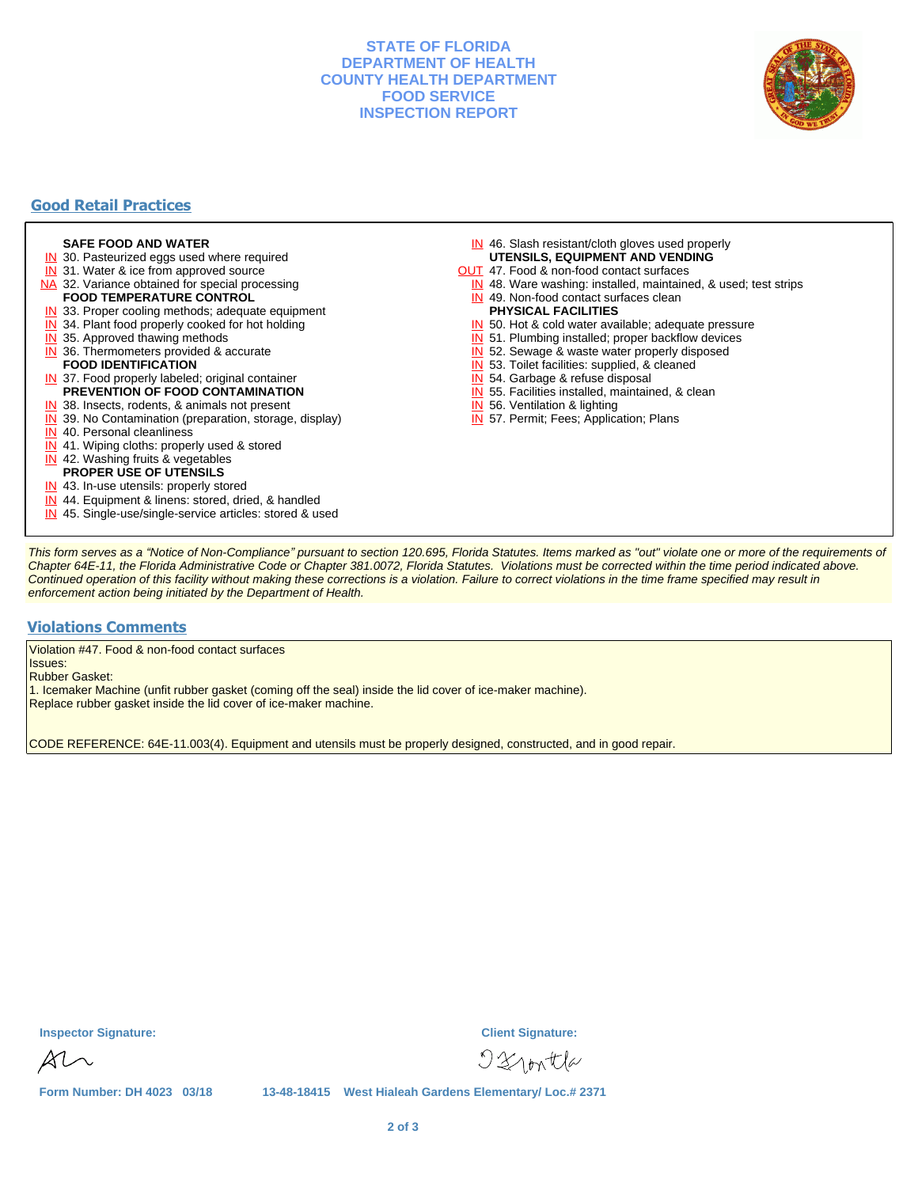# STATE OF FLORIDA
# DEPARTMENT OF HEALTH
# COUNTY HEALTH DEPARTMENT
# FOOD SERVICE
# INSPECTION REPORT

## Good Retail Practices

**SAFE FOOD AND WATER**

- IN 30. Pasteurized eggs used where required
- IN 31. Water & ice from approved source
- NA 32. Variance obtained for special processing

**FOOD TEMPERATURE CONTROL**

- IN 33. Proper cooling methods; adequate equipment
- IN 34. Plant food properly cooked for hot holding
- IN 35. Approved thawing methods
- IN 36. Thermometers provided & accurate

**FOOD IDENTIFICATION**

- IN 37. Food properly labeled; original container

**PREVENTION OF FOOD CONTAMINATION**

- IN 38. Insects, rodents, & animals not present
- IN 39. No Contamination (preparation, storage, display)
- IN 40. Personal cleanliness
- IN 41. Wiping cloths: properly used & stored
- IN 42. Washing fruits & vegetables

**PROPER USE OF UTENSILS**

- IN 43. In-use utensils: properly stored
- IN 44. Equipment & linens: stored, dried, & handled
- IN 45. Single-use/single-service articles: stored & used
- IN 46. Slash resistant/cloth gloves used properly

**UTENSILS, EQUIPMENT AND VENDING**

- OUT 47. Food & non-food contact surfaces
- IN 48. Ware washing: installed, maintained, & used; test strips
- IN 49. Non-food contact surfaces clean

**PHYSICAL FACILITIES**

- IN 50. Hot & cold water available; adequate pressure
- IN 51. Plumbing installed; proper backflow devices
- IN 52. Sewage & waste water properly disposed
- IN 53. Toilet facilities: supplied, & cleaned
- IN 54. Garbage & refuse disposal
- IN 55. Facilities installed, maintained, & clean
- IN 56. Ventilation & lighting
- IN 57. Permit; Fees; Application; Plans

*This form serves as a "Notice of Non-Compliance" pursuant to section 120.695, Florida Statutes. Items marked as "out" violate one or more of the requirements of Chapter 64E-11, the Florida Administrative Code or Chapter 381.0072, Florida Statutes. Violations must be corrected within the time period indicated above. Continued operation of this facility without making these corrections is a violation. Failure to correct violations in the time frame specified may result in enforcement action being initiated by the Department of Health.*

## Violations Comments

Violation #47. Food & non-food contact surfaces
Issues:
Rubber Gasket:
1. Icemaker Machine (unfit rubber gasket (coming off the seal) inside the lid cover of ice-maker machine).
Replace rubber gasket inside the lid cover of ice-maker machine.

CODE REFERENCE: 64E-11.003(4). Equipment and utensils must be properly designed, constructed, and in good repair.

**Inspector Signature:** [signature]

**Client Signature:** [signature]

**Form Number: DH 4023 03/18** 13-48-18415 West Hialeah Gardens Elementary/ Loc.# 2371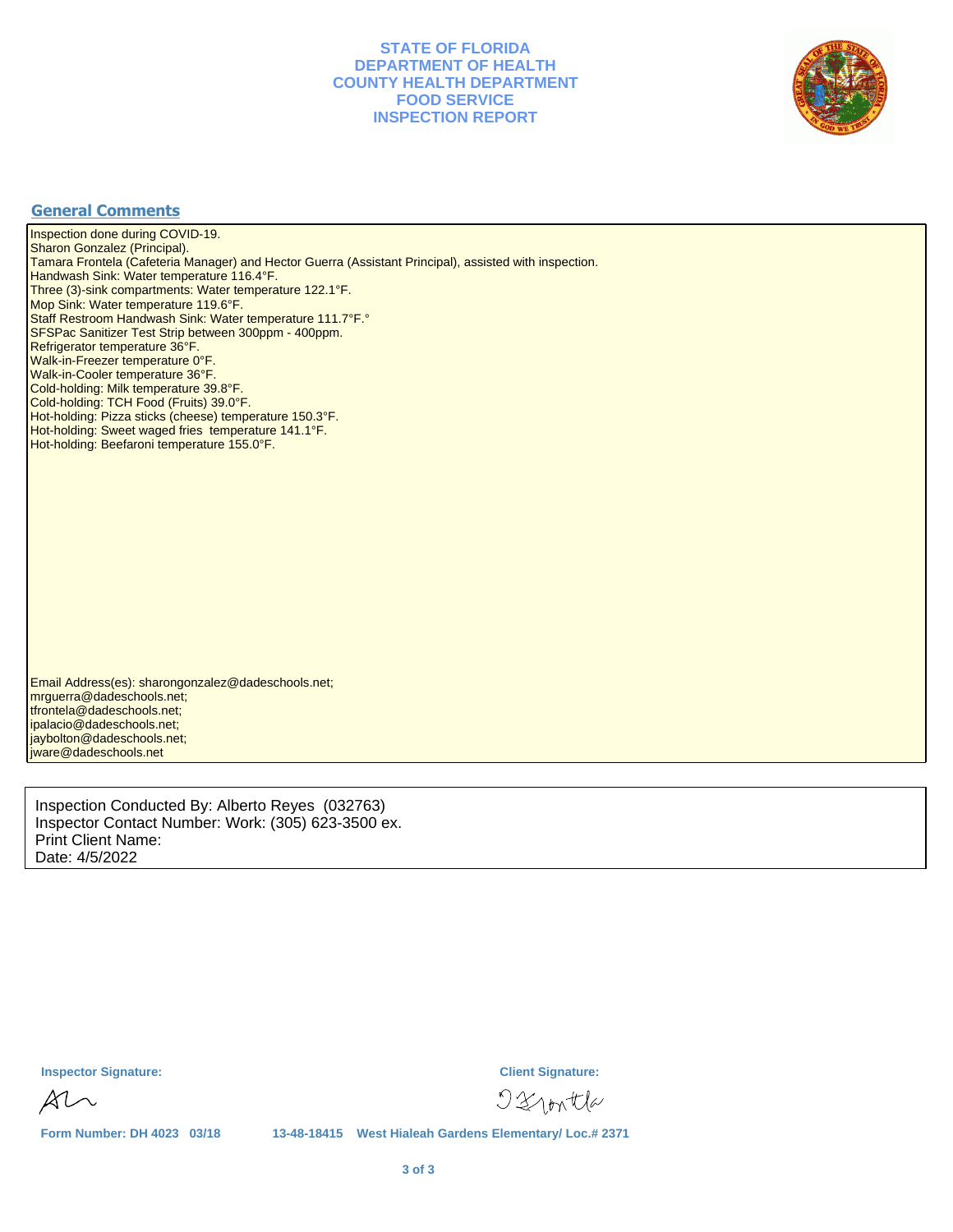# STATE OF FLORIDA DEPARTMENT OF HEALTH COUNTY HEALTH DEPARTMENT FOOD SERVICE INSPECTION REPORT

## General Comments

Inspection done during COVID-19.
Sharon Gonzalez (Principal).
Tamara Frontela (Cafeteria Manager) and Hector Guerra (Assistant Principal), assisted with inspection.
Handwash Sink: Water temperature 116.4°F.
Three (3)-sink compartments: Water temperature 122.1°F.
Mop Sink: Water temperature 119.6°F.
Staff Restroom Handwash Sink: Water temperature 111.7°F.°
SFSPac Sanitizer Test Strip between 300ppm - 400ppm.
Refrigerator temperature 36°F.
Walk-in-Freezer temperature 0°F.
Walk-in-Cooler temperature 36°F.
Cold-holding: Milk temperature 39.8°F.
Cold-holding: TCH Food (Fruits) 39.0°F.
Hot-holding: Pizza sticks (cheese) temperature 150.3°F.
Hot-holding: Sweet waged fries temperature 141.1°F.
Hot-holding: Beefaroni temperature 155.0°F.

Email Address(es): sharongonzalez@dadeschools.net;
mrguerra@dadeschools.net;
tfrontela@dadeschools.net;
ipalacio@dadeschools.net;
jaybolton@dadeschools.net;
jware@dadeschools.net

Inspection Conducted By: Alberto Reyes (032763)
Inspector Contact Number: Work: (305) 623-3500 ex.
Print Client Name:
Date: 4/5/2022

**Inspector Signature:**

**Client Signature:**

**Form Number: DH 4023 03/18** **13-48-18415 West Hialeah Gardens Elementary/ Loc.# 2371**